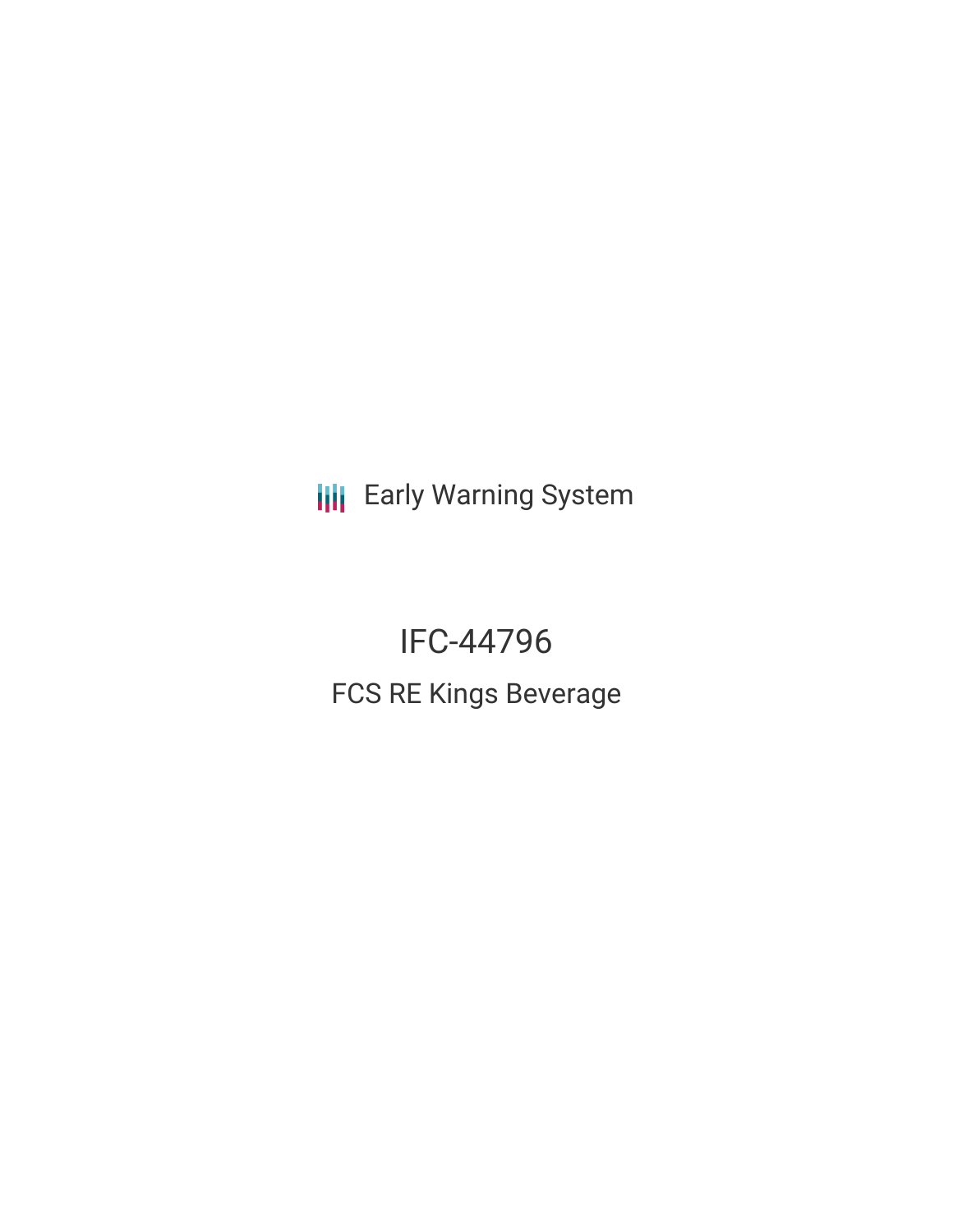Early Warning System

# IFC-44796

## FCS RE Kings Beverage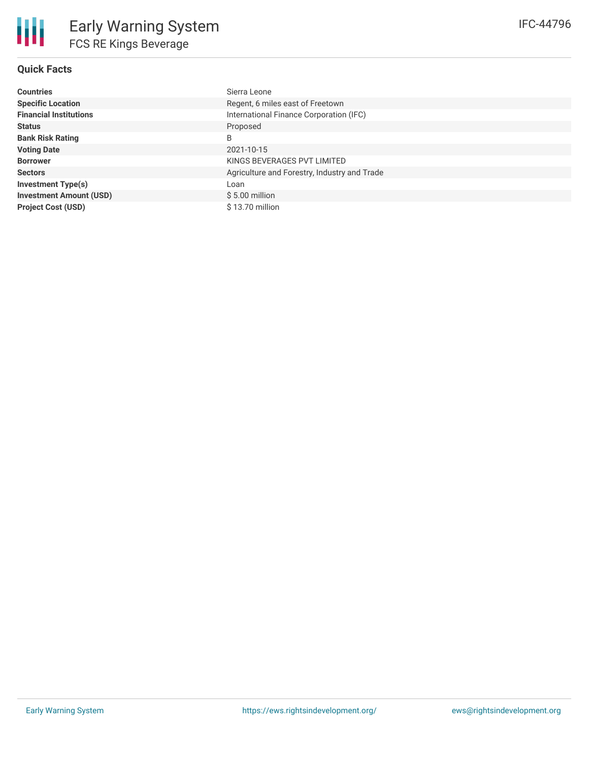# Early Warning System

## FCS RE Kings Beverage

IFC-44796

### Quick Facts

| | |
|---|---|
| **Countries** | Sierra Leone |
| **Specific Location** | Regent, 6 miles east of Freetown |
| **Financial Institutions** | International Finance Corporation (IFC) |
| **Status** | Proposed |
| **Bank Risk Rating** | B |
| **Voting Date** | 2021-10-15 |
| **Borrower** | KINGS BEVERAGES PVT LIMITED |
| **Sectors** | Agriculture and Forestry, Industry and Trade |
| **Investment Type(s)** | Loan |
| **Investment Amount (USD)** | $ 5.00 million |
| **Project Cost (USD)** | $ 13.70 million |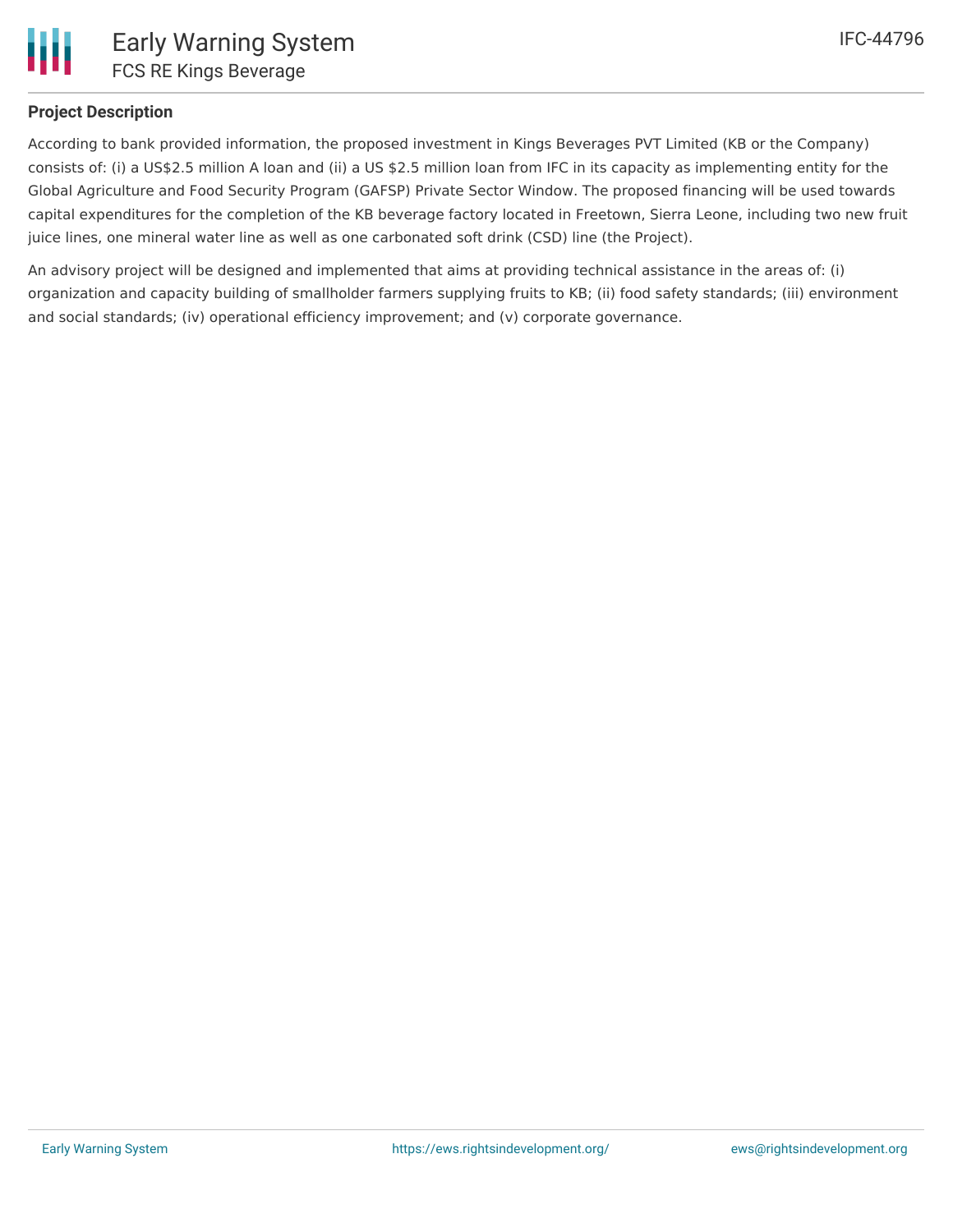## Project Description

According to bank provided information, the proposed investment in Kings Beverages PVT Limited (KB or the Company) consists of: (i) a US$2.5 million A loan and (ii) a US $2.5 million loan from IFC in its capacity as implementing entity for the Global Agriculture and Food Security Program (GAFSP) Private Sector Window. The proposed financing will be used towards capital expenditures for the completion of the KB beverage factory located in Freetown, Sierra Leone, including two new fruit juice lines, one mineral water line as well as one carbonated soft drink (CSD) line (the Project).

An advisory project will be designed and implemented that aims at providing technical assistance in the areas of: (i) organization and capacity building of smallholder farmers supplying fruits to KB; (ii) food safety standards; (iii) environment and social standards; (iv) operational efficiency improvement; and (v) corporate governance.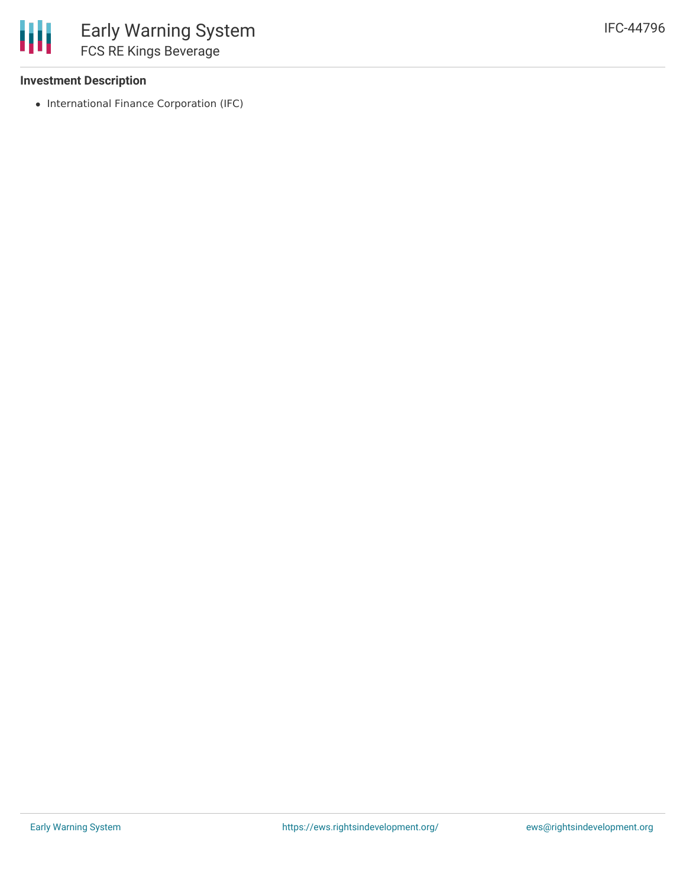### Investment Description

- International Finance Corporation (IFC)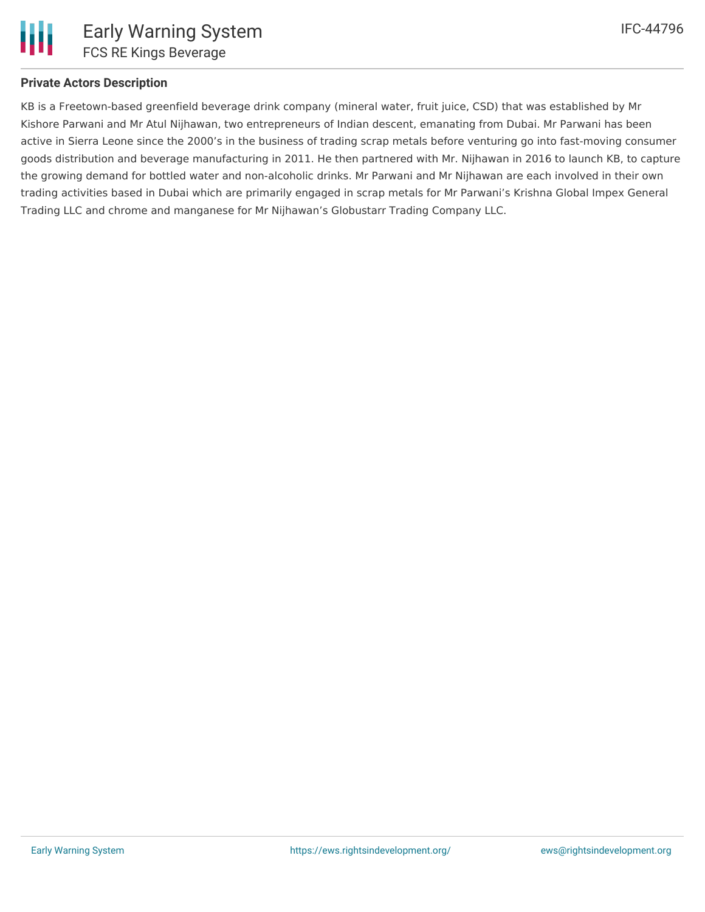## Private Actors Description

KB is a Freetown-based greenfield beverage drink company (mineral water, fruit juice, CSD) that was established by Mr Kishore Parwani and Mr Atul Nijhawan, two entrepreneurs of Indian descent, emanating from Dubai. Mr Parwani has been active in Sierra Leone since the 2000's in the business of trading scrap metals before venturing go into fast-moving consumer goods distribution and beverage manufacturing in 2011. He then partnered with Mr. Nijhawan in 2016 to launch KB, to capture the growing demand for bottled water and non-alcoholic drinks. Mr Parwani and Mr Nijhawan are each involved in their own trading activities based in Dubai which are primarily engaged in scrap metals for Mr Parwani's Krishna Global Impex General Trading LLC and chrome and manganese for Mr Nijhawan's Globustarr Trading Company LLC.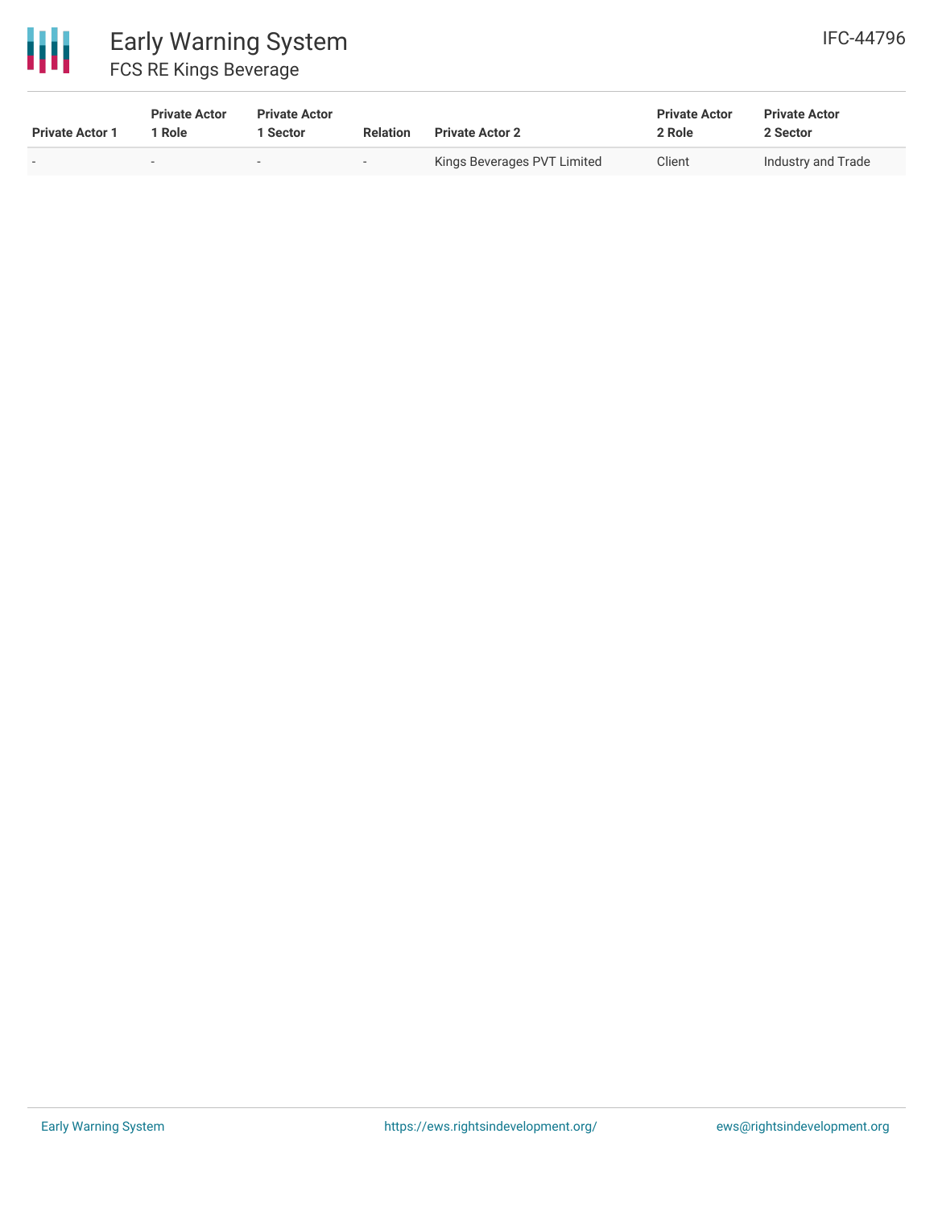| Private Actor 1 | Private Actor 1 Role | Private Actor 1 Sector | Relation | Private Actor 2 | Private Actor 2 Role | Private Actor 2 Sector |
|---|---|---|---|---|---|---|
| - | - | - | - | Kings Beverages PVT Limited | Client | Industry and Trade |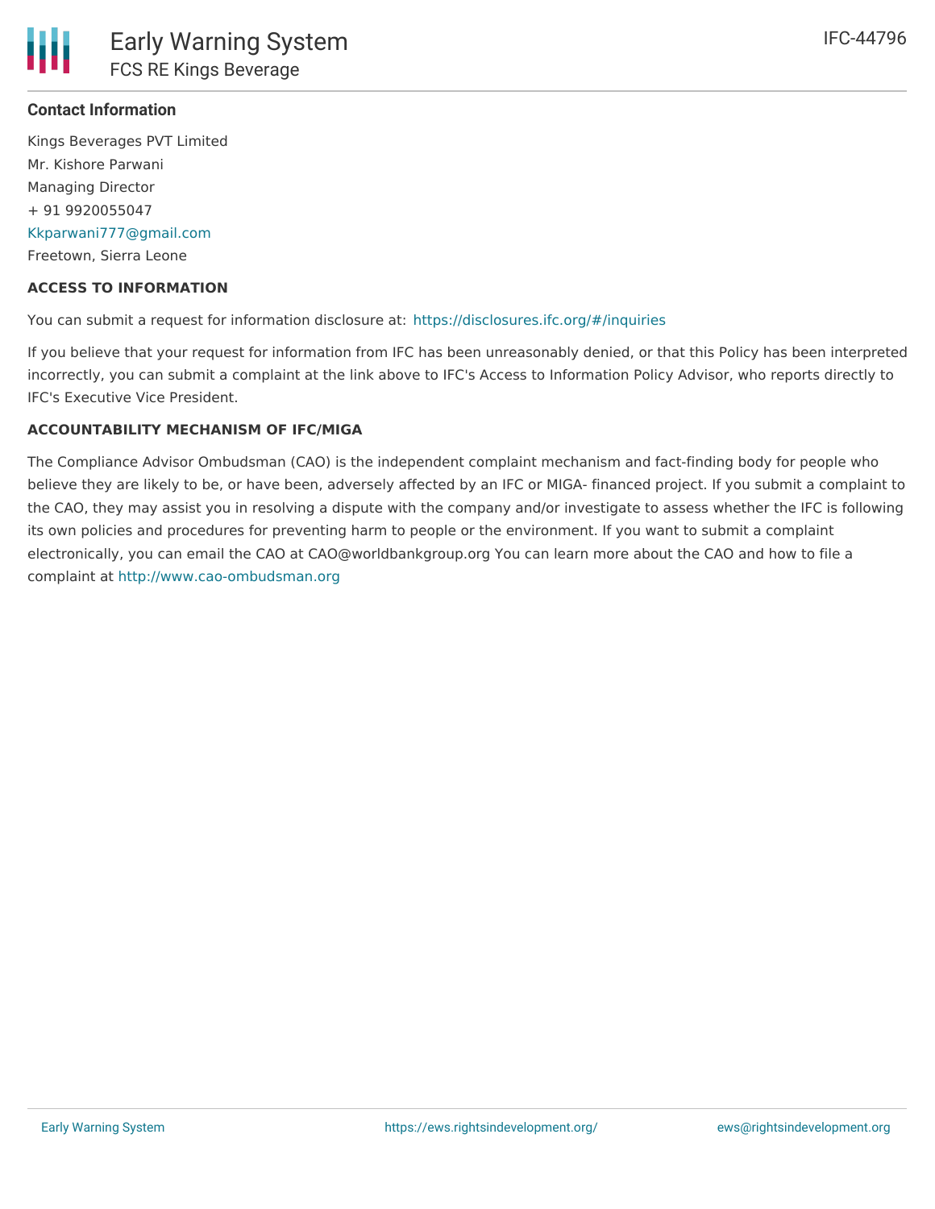**Contact Information**

Kings Beverages PVT Limited
Mr. Kishore Parwani
Managing Director
+ 91 9920055047
Kkparwani777@gmail.com
Freetown, Sierra Leone

**ACCESS TO INFORMATION**

You can submit a request for information disclosure at: https://disclosures.ifc.org/#/inquiries

If you believe that your request for information from IFC has been unreasonably denied, or that this Policy has been interpreted incorrectly, you can submit a complaint at the link above to IFC's Access to Information Policy Advisor, who reports directly to IFC's Executive Vice President.

**ACCOUNTABILITY MECHANISM OF IFC/MIGA**

The Compliance Advisor Ombudsman (CAO) is the independent complaint mechanism and fact-finding body for people who believe they are likely to be, or have been, adversely affected by an IFC or MIGA- financed project. If you submit a complaint to the CAO, they may assist you in resolving a dispute with the company and/or investigate to assess whether the IFC is following its own policies and procedures for preventing harm to people or the environment. If you want to submit a complaint electronically, you can email the CAO at CAO@worldbankgroup.org You can learn more about the CAO and how to file a complaint at http://www.cao-ombudsman.org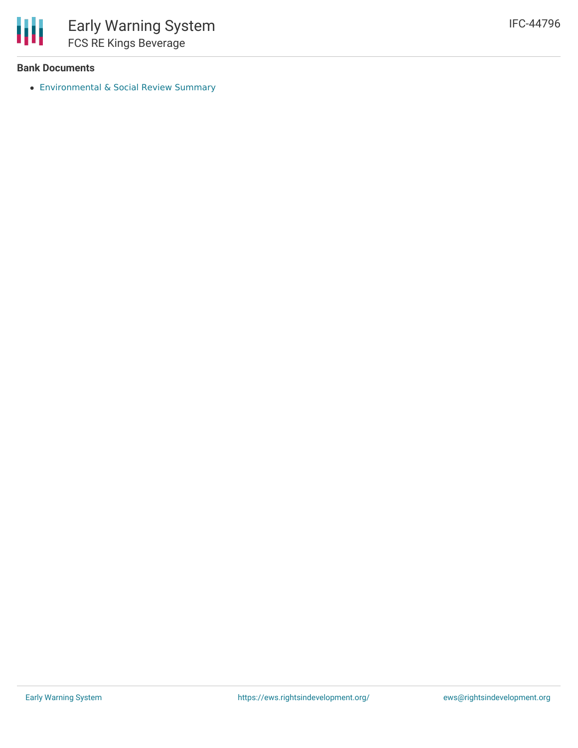**Bank Documents**

- Environmental & Social Review Summary